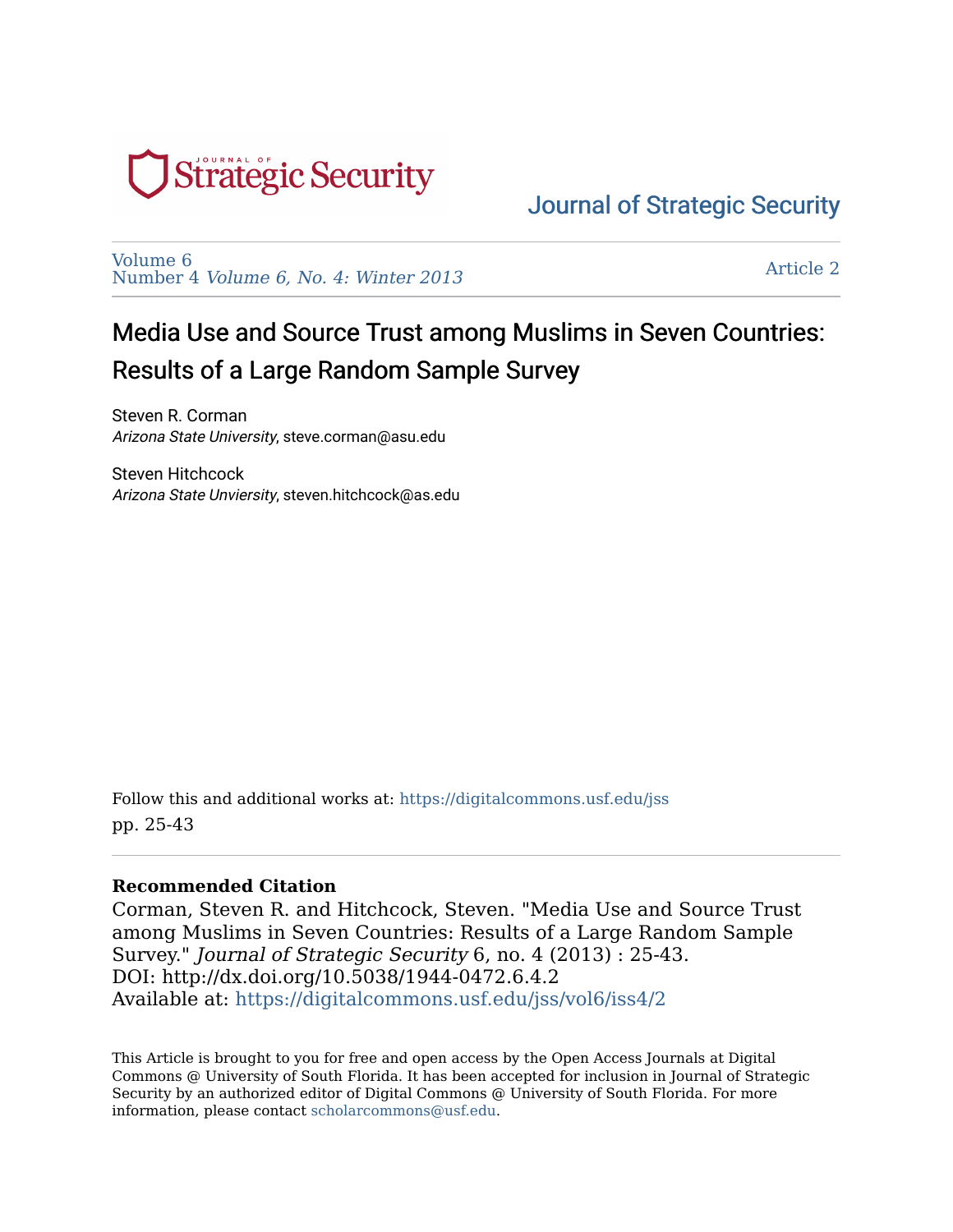# Journal of Strategic Security

Volume 6
Number 4 *Volume 6, No. 4: Winter 2013*

Article 2

## Media Use and Source Trust among Muslims in Seven Countries: Results of a Large Random Sample Survey

Steven R. Corman
*Arizona State University*, steve.corman@asu.edu

Steven Hitchcock
*Arizona State Unviersity*, steven.hitchcock@as.edu

Follow this and additional works at: https://digitalcommons.usf.edu/jss
pp. 25-43

**Recommended Citation**

Corman, Steven R. and Hitchcock, Steven. "Media Use and Source Trust among Muslims in Seven Countries: Results of a Large Random Sample Survey." *Journal of Strategic Security* 6, no. 4 (2013) : 25-43.
DOI: http://dx.doi.org/10.5038/1944-0472.6.4.2
Available at: https://digitalcommons.usf.edu/jss/vol6/iss4/2

This Article is brought to you for free and open access by the Open Access Journals at Digital Commons @ University of South Florida. It has been accepted for inclusion in Journal of Strategic Security by an authorized editor of Digital Commons @ University of South Florida. For more information, please contact scholarcommons@usf.edu.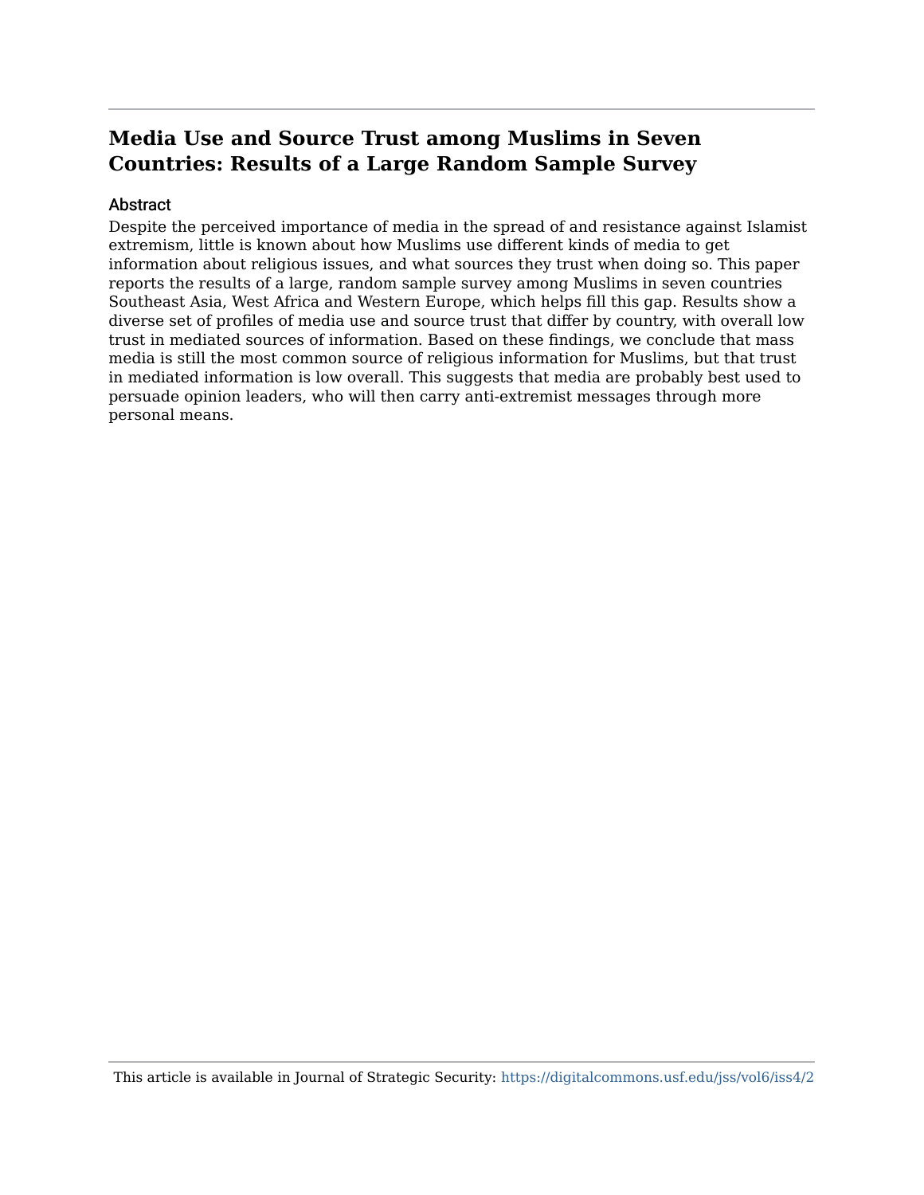# Media Use and Source Trust among Muslims in Seven Countries: Results of a Large Random Sample Survey

## Abstract

Despite the perceived importance of media in the spread of and resistance against Islamist extremism, little is known about how Muslims use different kinds of media to get information about religious issues, and what sources they trust when doing so. This paper reports the results of a large, random sample survey among Muslims in seven countries Southeast Asia, West Africa and Western Europe, which helps fill this gap. Results show a diverse set of profiles of media use and source trust that differ by country, with overall low trust in mediated sources of information. Based on these findings, we conclude that mass media is still the most common source of religious information for Muslims, but that trust in mediated information is low overall. This suggests that media are probably best used to persuade opinion leaders, who will then carry anti-extremist messages through more personal means.

This article is available in Journal of Strategic Security: https://digitalcommons.usf.edu/jss/vol6/iss4/2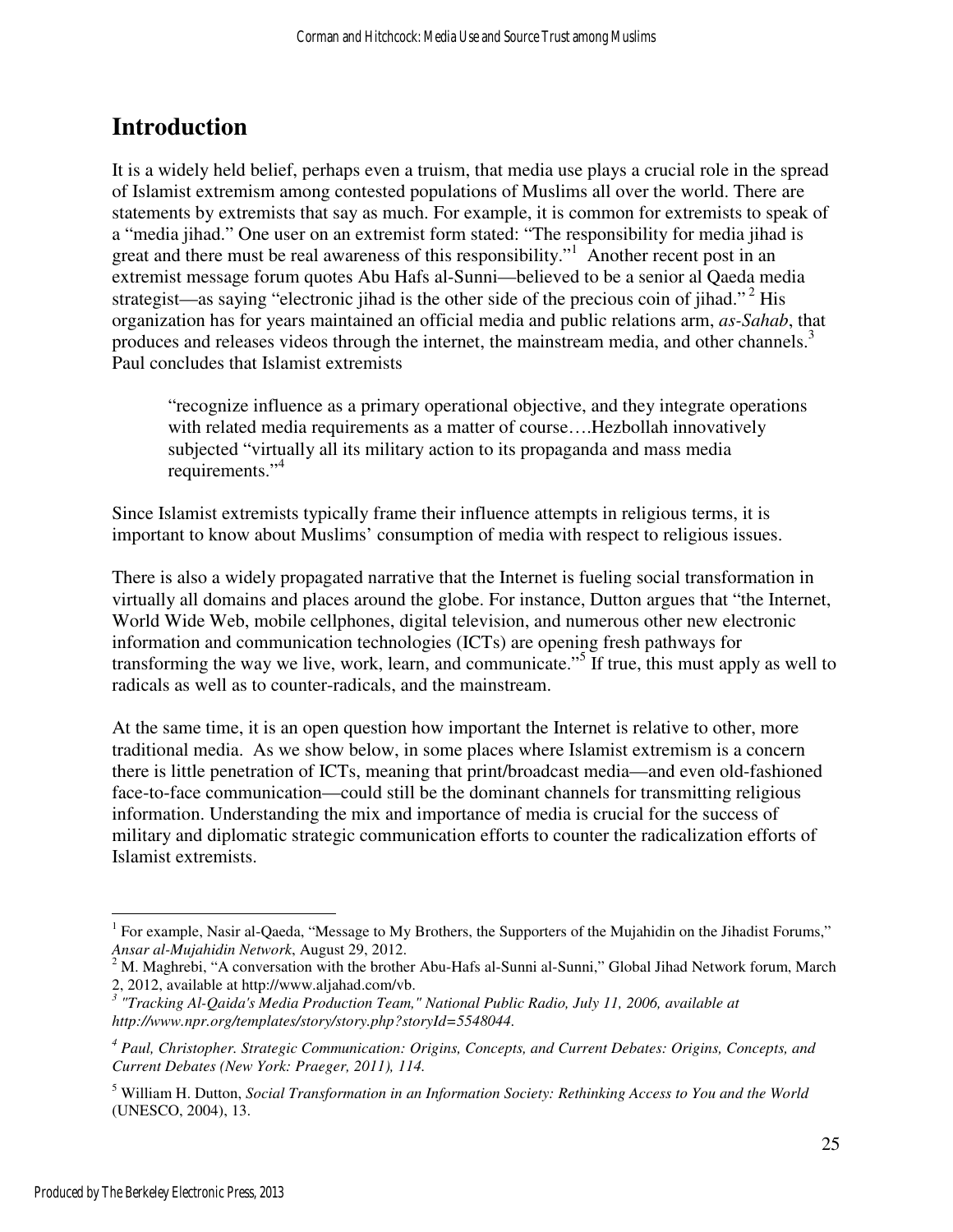# Introduction

It is a widely held belief, perhaps even a truism, that media use plays a crucial role in the spread of Islamist extremism among contested populations of Muslims all over the world. There are statements by extremists that say as much. For example, it is common for extremists to speak of a "media jihad." One user on an extremist form stated: "The responsibility for media jihad is great and there must be real awareness of this responsibility."[1] Another recent post in an extremist message forum quotes Abu Hafs al-Sunni—believed to be a senior al Qaeda media strategist—as saying "electronic jihad is the other side of the precious coin of jihad."[2] His organization has for years maintained an official media and public relations arm, *as-Sahab*, that produces and releases videos through the internet, the mainstream media, and other channels.[3] Paul concludes that Islamist extremists

> "recognize influence as a primary operational objective, and they integrate operations with related media requirements as a matter of course….Hezbollah innovatively subjected "virtually all its military action to its propaganda and mass media requirements."[4]

Since Islamist extremists typically frame their influence attempts in religious terms, it is important to know about Muslims' consumption of media with respect to religious issues.

There is also a widely propagated narrative that the Internet is fueling social transformation in virtually all domains and places around the globe. For instance, Dutton argues that "the Internet, World Wide Web, mobile cellphones, digital television, and numerous other new electronic information and communication technologies (ICTs) are opening fresh pathways for transforming the way we live, work, learn, and communicate."[5] If true, this must apply as well to radicals as well as to counter-radicals, and the mainstream.

At the same time, it is an open question how important the Internet is relative to other, more traditional media. As we show below, in some places where Islamist extremism is a concern there is little penetration of ICTs, meaning that print/broadcast media—and even old-fashioned face-to-face communication—could still be the dominant channels for transmitting religious information. Understanding the mix and importance of media is crucial for the success of military and diplomatic strategic communication efforts to counter the radicalization efforts of Islamist extremists.

---

[1] For example, Nasir al-Qaeda, "Message to My Brothers, the Supporters of the Mujahidin on the Jihadist Forums," *Ansar al-Mujahidin Network*, August 29, 2012.

[2] M. Maghrebi, "A conversation with the brother Abu-Hafs al-Sunni al-Sunni," Global Jihad Network forum, March 2, 2012, available at http://www.aljahad.com/vb.

[3] *"Tracking Al-Qaida's Media Production Team," National Public Radio, July 11, 2006, available at http://www.npr.org/templates/story/story.php?storyId=5548044.*

[4] *Paul, Christopher. Strategic Communication: Origins, Concepts, and Current Debates: Origins, Concepts, and Current Debates (New York: Praeger, 2011), 114.*

[5] William H. Dutton, *Social Transformation in an Information Society: Rethinking Access to You and the World* (UNESCO, 2004), 13.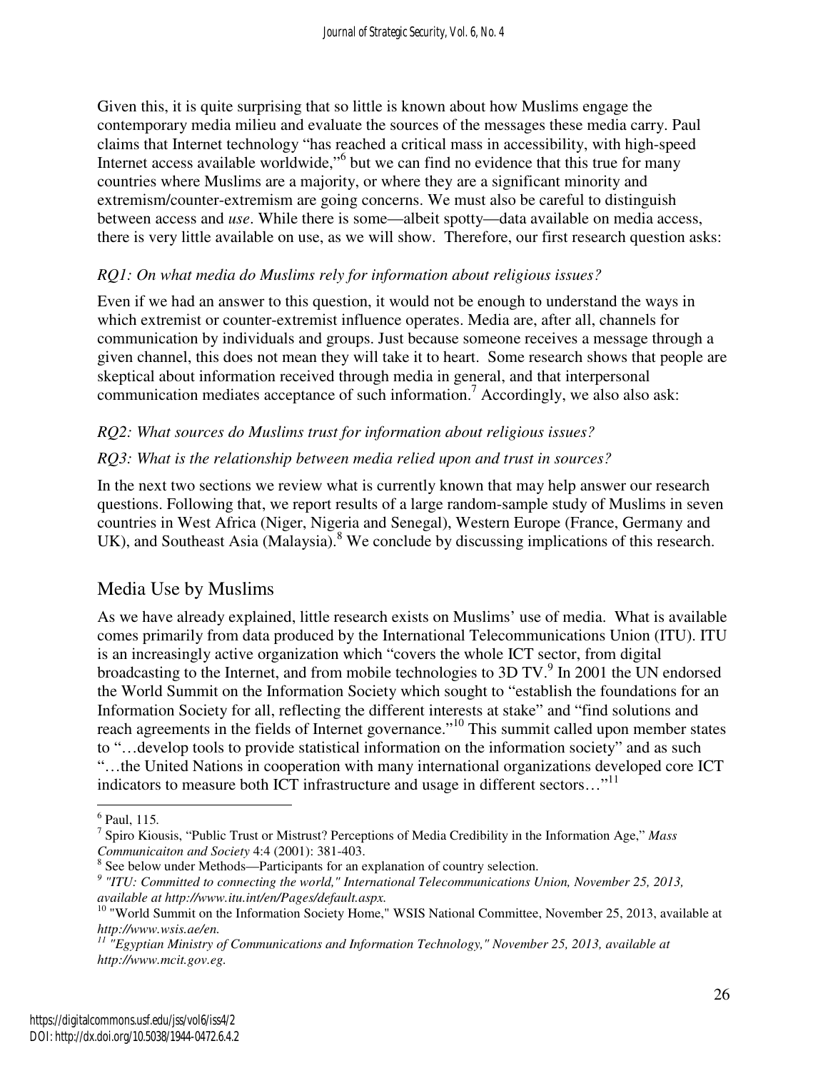Given this, it is quite surprising that so little is known about how Muslims engage the contemporary media milieu and evaluate the sources of the messages these media carry. Paul claims that Internet technology "has reached a critical mass in accessibility, with high-speed Internet access available worldwide,"[6] but we can find no evidence that this true for many countries where Muslims are a majority, or where they are a significant minority and extremism/counter-extremism are going concerns. We must also be careful to distinguish between access and *use*. While there is some—albeit spotty—data available on media access, there is very little available on use, as we will show. Therefore, our first research question asks:

*RQ1: On what media do Muslims rely for information about religious issues?*

Even if we had an answer to this question, it would not be enough to understand the ways in which extremist or counter-extremist influence operates. Media are, after all, channels for communication by individuals and groups. Just because someone receives a message through a given channel, this does not mean they will take it to heart. Some research shows that people are skeptical about information received through media in general, and that interpersonal communication mediates acceptance of such information.[7] Accordingly, we also also ask:

*RQ2: What sources do Muslims trust for information about religious issues?*

*RQ3: What is the relationship between media relied upon and trust in sources?*

In the next two sections we review what is currently known that may help answer our research questions. Following that, we report results of a large random-sample study of Muslims in seven countries in West Africa (Niger, Nigeria and Senegal), Western Europe (France, Germany and UK), and Southeast Asia (Malaysia).[8] We conclude by discussing implications of this research.

## Media Use by Muslims

As we have already explained, little research exists on Muslims' use of media. What is available comes primarily from data produced by the International Telecommunications Union (ITU). ITU is an increasingly active organization which "covers the whole ICT sector, from digital broadcasting to the Internet, and from mobile technologies to 3D TV.[9] In 2001 the UN endorsed the World Summit on the Information Society which sought to "establish the foundations for an Information Society for all, reflecting the different interests at stake" and "find solutions and reach agreements in the fields of Internet governance."[10] This summit called upon member states to "…develop tools to provide statistical information on the information society" and as such "…the United Nations in cooperation with many international organizations developed core ICT indicators to measure both ICT infrastructure and usage in different sectors…"[11]

---

[6] Paul, 115.

[7] Spiro Kiousis, "Public Trust or Mistrust? Perceptions of Media Credibility in the Information Age," *Mass Communicaiton and Society* 4:4 (2001): 381-403.

[8] See below under Methods—Participants for an explanation of country selection.

[9] *"ITU: Committed to connecting the world," International Telecommunications Union, November 25, 2013, available at http://www.itu.int/en/Pages/default.aspx.*

[10] "World Summit on the Information Society Home," WSIS National Committee, November 25, 2013, available at *http://www.wsis.ae/en.*

[11] *"Egyptian Ministry of Communications and Information Technology," November 25, 2013, available at http://www.mcit.gov.eg.*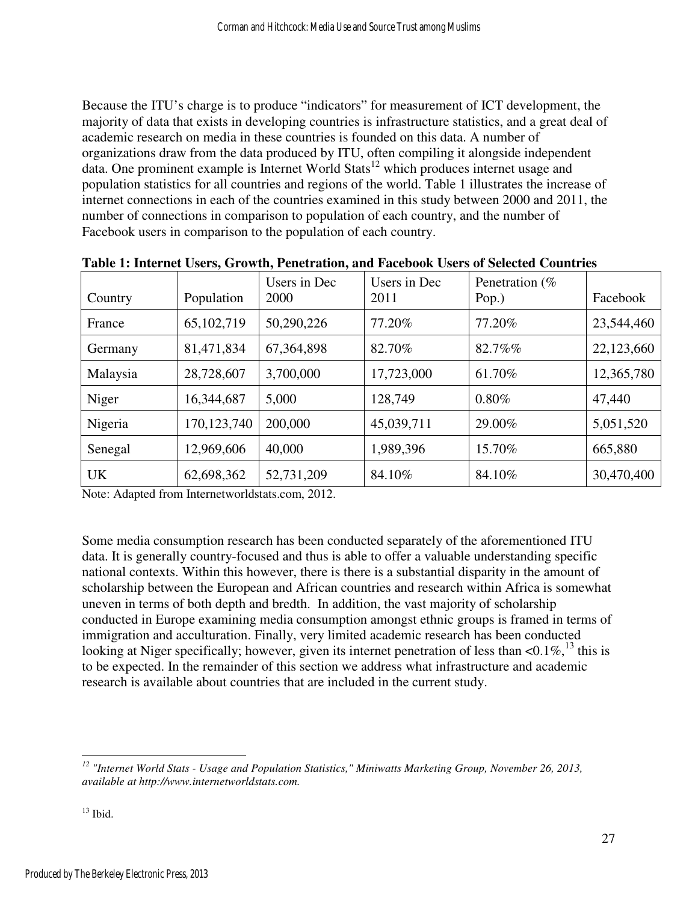Because the ITU's charge is to produce "indicators" for measurement of ICT development, the majority of data that exists in developing countries is infrastructure statistics, and a great deal of academic research on media in these countries is founded on this data. A number of organizations draw from the data produced by ITU, often compiling it alongside independent data. One prominent example is Internet World Stats[12] which produces internet usage and population statistics for all countries and regions of the world. Table 1 illustrates the increase of internet connections in each of the countries examined in this study between 2000 and 2011, the number of connections in comparison to population of each country, and the number of Facebook users in comparison to the population of each country.

**Table 1: Internet Users, Growth, Penetration, and Facebook Users of Selected Countries**

| Country | Population | Users in Dec 2000 | Users in Dec 2011 | Penetration (% Pop.) | Facebook |
|---|---|---|---|---|---|
| France | 65,102,719 | 50,290,226 | 77.20% | 77.20% | 23,544,460 |
| Germany | 81,471,834 | 67,364,898 | 82.70% | 82.7%% | 22,123,660 |
| Malaysia | 28,728,607 | 3,700,000 | 17,723,000 | 61.70% | 12,365,780 |
| Niger | 16,344,687 | 5,000 | 128,749 | 0.80% | 47,440 |
| Nigeria | 170,123,740 | 200,000 | 45,039,711 | 29.00% | 5,051,520 |
| Senegal | 12,969,606 | 40,000 | 1,989,396 | 15.70% | 665,880 |
| UK | 62,698,362 | 52,731,209 | 84.10% | 84.10% | 30,470,400 |

Note: Adapted from Internetworldstats.com, 2012.

Some media consumption research has been conducted separately of the aforementioned ITU data. It is generally country-focused and thus is able to offer a valuable understanding specific national contexts. Within this however, there is there is a substantial disparity in the amount of scholarship between the European and African countries and research within Africa is somewhat uneven in terms of both depth and bredth. In addition, the vast majority of scholarship conducted in Europe examining media consumption amongst ethnic groups is framed in terms of immigration and acculturation. Finally, very limited academic research has been conducted looking at Niger specifically; however, given its internet penetration of less than <0.1%,[13] this is to be expected. In the remainder of this section we address what infrastructure and academic research is available about countries that are included in the current study.

---

[12] *"Internet World Stats - Usage and Population Statistics," Miniwatts Marketing Group, November 26, 2013, available at http://www.internetworldstats.com.*

[13] Ibid.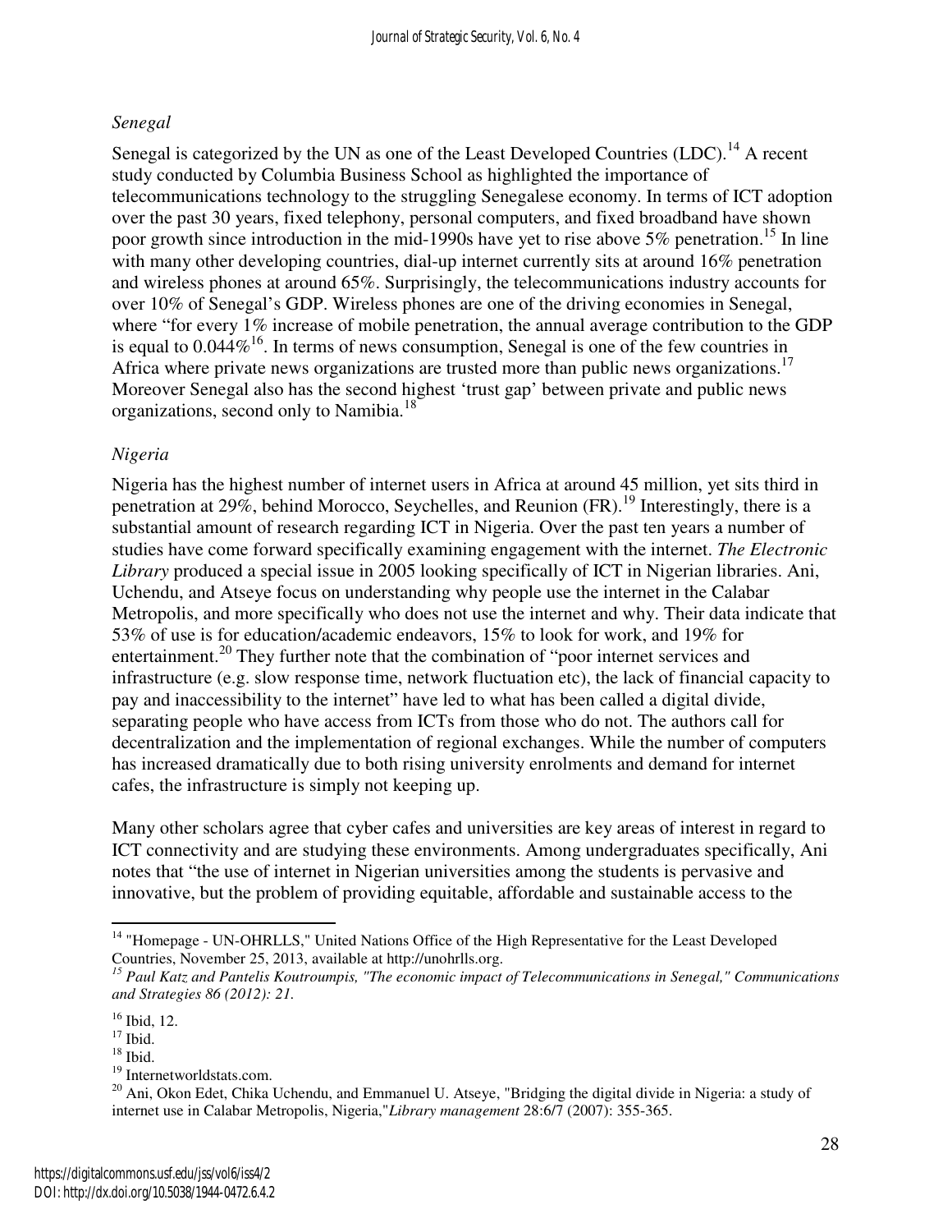*Senegal*

Senegal is categorized by the UN as one of the Least Developed Countries (LDC).[14] A recent study conducted by Columbia Business School as highlighted the importance of telecommunications technology to the struggling Senegalese economy. In terms of ICT adoption over the past 30 years, fixed telephony, personal computers, and fixed broadband have shown poor growth since introduction in the mid-1990s have yet to rise above 5% penetration.[15] In line with many other developing countries, dial-up internet currently sits at around 16% penetration and wireless phones at around 65%. Surprisingly, the telecommunications industry accounts for over 10% of Senegal's GDP. Wireless phones are one of the driving economies in Senegal, where "for every 1% increase of mobile penetration, the annual average contribution to the GDP is equal to 0.044%[16]. In terms of news consumption, Senegal is one of the few countries in Africa where private news organizations are trusted more than public news organizations.[17] Moreover Senegal also has the second highest 'trust gap' between private and public news organizations, second only to Namibia.[18]

*Nigeria*

Nigeria has the highest number of internet users in Africa at around 45 million, yet sits third in penetration at 29%, behind Morocco, Seychelles, and Reunion (FR).[19] Interestingly, there is a substantial amount of research regarding ICT in Nigeria. Over the past ten years a number of studies have come forward specifically examining engagement with the internet. *The Electronic Library* produced a special issue in 2005 looking specifically of ICT in Nigerian libraries. Ani, Uchendu, and Atseye focus on understanding why people use the internet in the Calabar Metropolis, and more specifically who does not use the internet and why. Their data indicate that 53% of use is for education/academic endeavors, 15% to look for work, and 19% for entertainment.[20] They further note that the combination of "poor internet services and infrastructure (e.g. slow response time, network fluctuation etc), the lack of financial capacity to pay and inaccessibility to the internet" have led to what has been called a digital divide, separating people who have access from ICTs from those who do not. The authors call for decentralization and the implementation of regional exchanges. While the number of computers has increased dramatically due to both rising university enrolments and demand for internet cafes, the infrastructure is simply not keeping up.

Many other scholars agree that cyber cafes and universities are key areas of interest in regard to ICT connectivity and are studying these environments. Among undergraduates specifically, Ani notes that "the use of internet in Nigerian universities among the students is pervasive and innovative, but the problem of providing equitable, affordable and sustainable access to the

---

[14] "Homepage - UN-OHRLLS," United Nations Office of the High Representative for the Least Developed Countries, November 25, 2013, available at http://unohrlls.org.

[15] *Paul Katz and Pantelis Koutroumpis, "The economic impact of Telecommunications in Senegal," Communications and Strategies 86 (2012): 21.*

[16] Ibid, 12.

[17] Ibid.

[18] Ibid.

[19] Internetworldstats.com.

[20] Ani, Okon Edet, Chika Uchendu, and Emmanuel U. Atseye, "Bridging the digital divide in Nigeria: a study of internet use in Calabar Metropolis, Nigeria,"*Library management* 28:6/7 (2007): 355-365.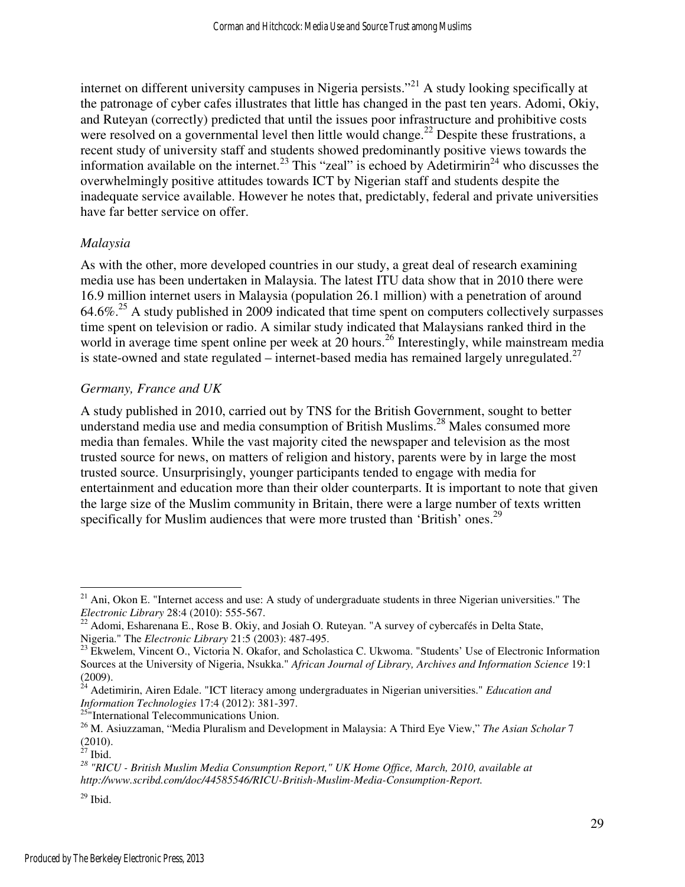internet on different university campuses in Nigeria persists."[21] A study looking specifically at the patronage of cyber cafes illustrates that little has changed in the past ten years. Adomi, Okiy, and Ruteyan (correctly) predicted that until the issues poor infrastructure and prohibitive costs were resolved on a governmental level then little would change.[22] Despite these frustrations, a recent study of university staff and students showed predominantly positive views towards the information available on the internet.[23] This "zeal" is echoed by Adetirmirin[24] who discusses the overwhelmingly positive attitudes towards ICT by Nigerian staff and students despite the inadequate service available. However he notes that, predictably, federal and private universities have far better service on offer.

### *Malaysia*

As with the other, more developed countries in our study, a great deal of research examining media use has been undertaken in Malaysia. The latest ITU data show that in 2010 there were 16.9 million internet users in Malaysia (population 26.1 million) with a penetration of around 64.6%.[25] A study published in 2009 indicated that time spent on computers collectively surpasses time spent on television or radio. A similar study indicated that Malaysians ranked third in the world in average time spent online per week at 20 hours.[26] Interestingly, while mainstream media is state-owned and state regulated – internet-based media has remained largely unregulated.[27]

### *Germany, France and UK*

A study published in 2010, carried out by TNS for the British Government, sought to better understand media use and media consumption of British Muslims.[28] Males consumed more media than females. While the vast majority cited the newspaper and television as the most trusted source for news, on matters of religion and history, parents were by in large the most trusted source. Unsurprisingly, younger participants tended to engage with media for entertainment and education more than their older counterparts. It is important to note that given the large size of the Muslim community in Britain, there were a large number of texts written specifically for Muslim audiences that were more trusted than 'British' ones.[29]

---

[21] Ani, Okon E. "Internet access and use: A study of undergraduate students in three Nigerian universities." The *Electronic Library* 28:4 (2010): 555-567.

[22] Adomi, Esharenana E., Rose B. Okiy, and Josiah O. Ruteyan. "A survey of cybercafés in Delta State, Nigeria." The *Electronic Library* 21:5 (2003): 487-495.

[23] Ekwelem, Vincent O., Victoria N. Okafor, and Scholastica C. Ukwoma. "Students' Use of Electronic Information Sources at the University of Nigeria, Nsukka." *African Journal of Library, Archives and Information Science* 19:1 (2009).

[24] Adetimirin, Airen Edale. "ICT literacy among undergraduates in Nigerian universities." *Education and Information Technologies* 17:4 (2012): 381-397.

[25] "International Telecommunications Union.

[26] M. Asiuzzaman, "Media Pluralism and Development in Malaysia: A Third Eye View," *The Asian Scholar* 7 (2010).

[27] Ibid.

[28] *"RICU - British Muslim Media Consumption Report," UK Home Office, March, 2010, available at http://www.scribd.com/doc/44585546/RICU-British-Muslim-Media-Consumption-Report.*

[29] Ibid.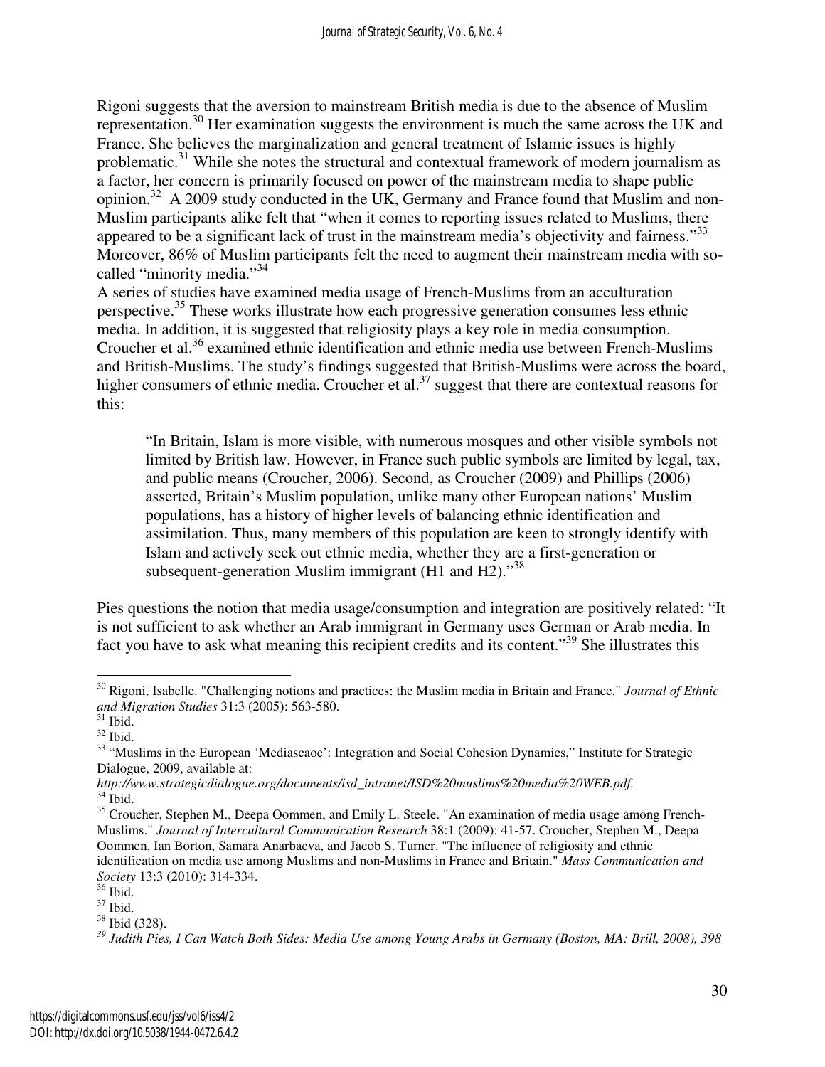Rigoni suggests that the aversion to mainstream British media is due to the absence of Muslim representation.[30] Her examination suggests the environment is much the same across the UK and France. She believes the marginalization and general treatment of Islamic issues is highly problematic.[31] While she notes the structural and contextual framework of modern journalism as a factor, her concern is primarily focused on power of the mainstream media to shape public opinion.[32] A 2009 study conducted in the UK, Germany and France found that Muslim and non-Muslim participants alike felt that "when it comes to reporting issues related to Muslims, there appeared to be a significant lack of trust in the mainstream media's objectivity and fairness."[33] Moreover, 86% of Muslim participants felt the need to augment their mainstream media with so-called "minority media."[34]

A series of studies have examined media usage of French-Muslims from an acculturation perspective.[35] These works illustrate how each progressive generation consumes less ethnic media. In addition, it is suggested that religiosity plays a key role in media consumption. Croucher et al.[36] examined ethnic identification and ethnic media use between French-Muslims and British-Muslims. The study's findings suggested that British-Muslims were across the board, higher consumers of ethnic media. Croucher et al.[37] suggest that there are contextual reasons for this:

> "In Britain, Islam is more visible, with numerous mosques and other visible symbols not limited by British law. However, in France such public symbols are limited by legal, tax, and public means (Croucher, 2006). Second, as Croucher (2009) and Phillips (2006) asserted, Britain's Muslim population, unlike many other European nations' Muslim populations, has a history of higher levels of balancing ethnic identification and assimilation. Thus, many members of this population are keen to strongly identify with Islam and actively seek out ethnic media, whether they are a first-generation or subsequent-generation Muslim immigrant (H1 and H2)."[38]

Pies questions the notion that media usage/consumption and integration are positively related: "It is not sufficient to ask whether an Arab immigrant in Germany uses German or Arab media. In fact you have to ask what meaning this recipient credits and its content."[39] She illustrates this

---

[30] Rigoni, Isabelle. "Challenging notions and practices: the Muslim media in Britain and France." *Journal of Ethnic and Migration Studies* 31:3 (2005): 563-580.

[31] Ibid.

[32] Ibid.

[33] "Muslims in the European 'Mediascaoe': Integration and Social Cohesion Dynamics," Institute for Strategic Dialogue, 2009, available at: *http://www.strategicdialogue.org/documents/isd_intranet/ISD%20muslims%20media%20WEB.pdf.*

[34] Ibid.

[35] Croucher, Stephen M., Deepa Oommen, and Emily L. Steele. "An examination of media usage among French-Muslims." *Journal of Intercultural Communication Research* 38:1 (2009): 41-57. Croucher, Stephen M., Deepa Oommen, Ian Borton, Samara Anarbaeva, and Jacob S. Turner. "The influence of religiosity and ethnic identification on media use among Muslims and non-Muslims in France and Britain." *Mass Communication and Society* 13:3 (2010): 314-334.

[36] Ibid.

[37] Ibid.

[38] Ibid (328).

[39] *Judith Pies, I Can Watch Both Sides: Media Use among Young Arabs in Germany (Boston, MA: Brill, 2008), 398*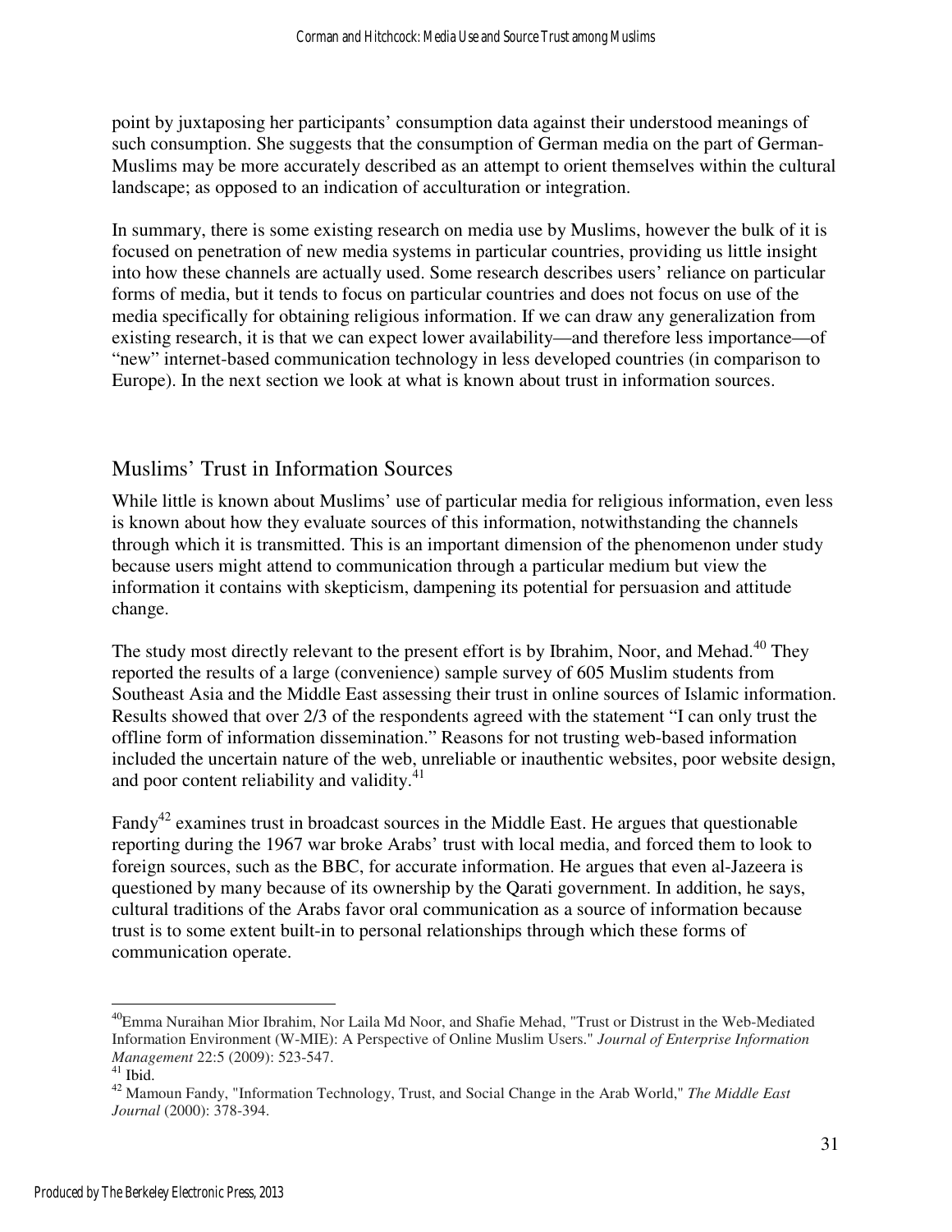point by juxtaposing her participants' consumption data against their understood meanings of such consumption. She suggests that the consumption of German media on the part of German-Muslims may be more accurately described as an attempt to orient themselves within the cultural landscape; as opposed to an indication of acculturation or integration.

In summary, there is some existing research on media use by Muslims, however the bulk of it is focused on penetration of new media systems in particular countries, providing us little insight into how these channels are actually used. Some research describes users' reliance on particular forms of media, but it tends to focus on particular countries and does not focus on use of the media specifically for obtaining religious information. If we can draw any generalization from existing research, it is that we can expect lower availability—and therefore less importance—of "new" internet-based communication technology in less developed countries (in comparison to Europe). In the next section we look at what is known about trust in information sources.

## Muslims' Trust in Information Sources

While little is known about Muslims' use of particular media for religious information, even less is known about how they evaluate sources of this information, notwithstanding the channels through which it is transmitted. This is an important dimension of the phenomenon under study because users might attend to communication through a particular medium but view the information it contains with skepticism, dampening its potential for persuasion and attitude change.

The study most directly relevant to the present effort is by Ibrahim, Noor, and Mehad.[40] They reported the results of a large (convenience) sample survey of 605 Muslim students from Southeast Asia and the Middle East assessing their trust in online sources of Islamic information. Results showed that over 2/3 of the respondents agreed with the statement "I can only trust the offline form of information dissemination." Reasons for not trusting web-based information included the uncertain nature of the web, unreliable or inauthentic websites, poor website design, and poor content reliability and validity.[41]

Fandy[42] examines trust in broadcast sources in the Middle East. He argues that questionable reporting during the 1967 war broke Arabs' trust with local media, and forced them to look to foreign sources, such as the BBC, for accurate information. He argues that even al-Jazeera is questioned by many because of its ownership by the Qarati government. In addition, he says, cultural traditions of the Arabs favor oral communication as a source of information because trust is to some extent built-in to personal relationships through which these forms of communication operate.

---

[40] Emma Nuraihan Mior Ibrahim, Nor Laila Md Noor, and Shafie Mehad, "Trust or Distrust in the Web-Mediated Information Environment (W-MIE): A Perspective of Online Muslim Users." *Journal of Enterprise Information Management* 22:5 (2009): 523-547.

[41] Ibid.

[42] Mamoun Fandy, "Information Technology, Trust, and Social Change in the Arab World," *The Middle East Journal* (2000): 378-394.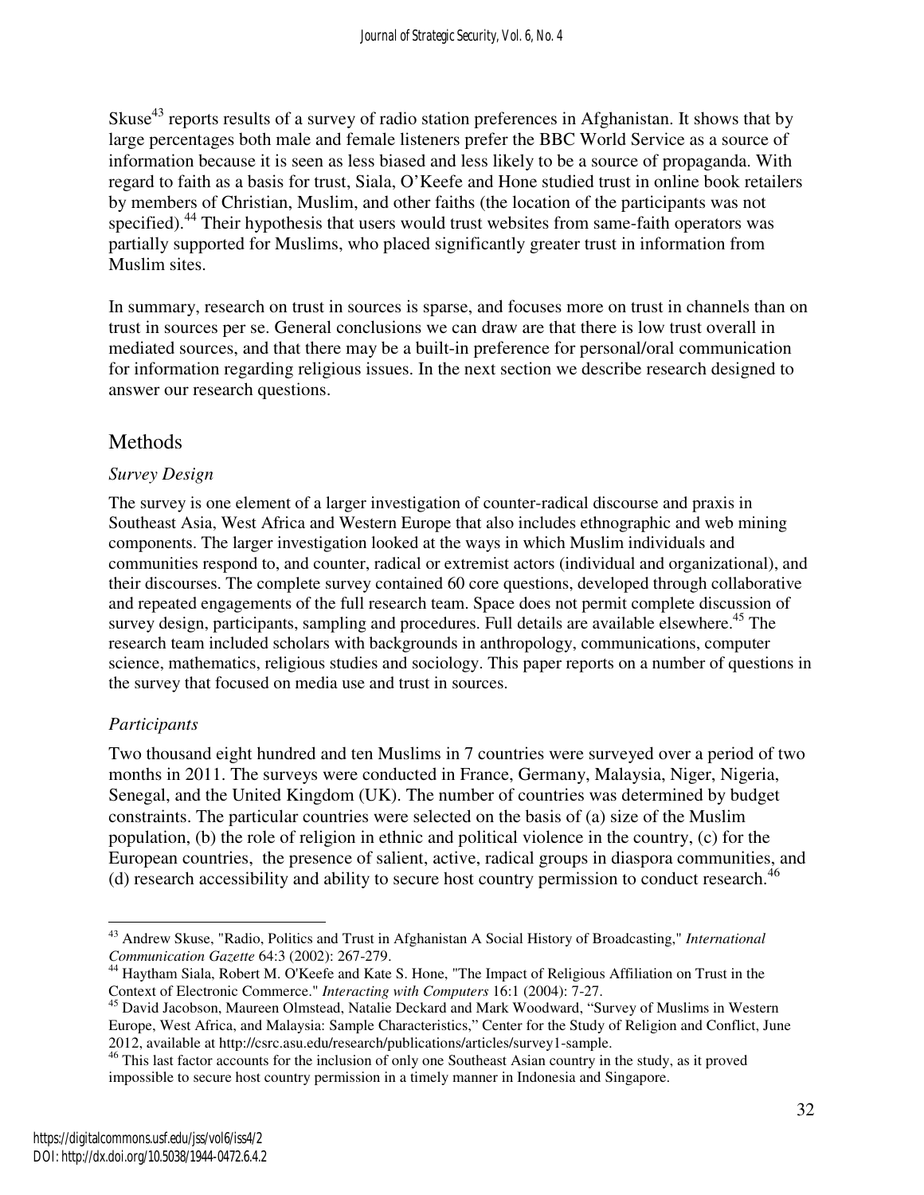Skuse[43] reports results of a survey of radio station preferences in Afghanistan. It shows that by large percentages both male and female listeners prefer the BBC World Service as a source of information because it is seen as less biased and less likely to be a source of propaganda. With regard to faith as a basis for trust, Siala, O'Keefe and Hone studied trust in online book retailers by members of Christian, Muslim, and other faiths (the location of the participants was not specified).[44] Their hypothesis that users would trust websites from same-faith operators was partially supported for Muslims, who placed significantly greater trust in information from Muslim sites.

In summary, research on trust in sources is sparse, and focuses more on trust in channels than on trust in sources per se. General conclusions we can draw are that there is low trust overall in mediated sources, and that there may be a built-in preference for personal/oral communication for information regarding religious issues. In the next section we describe research designed to answer our research questions.

## Methods

### *Survey Design*

The survey is one element of a larger investigation of counter-radical discourse and praxis in Southeast Asia, West Africa and Western Europe that also includes ethnographic and web mining components. The larger investigation looked at the ways in which Muslim individuals and communities respond to, and counter, radical or extremist actors (individual and organizational), and their discourses. The complete survey contained 60 core questions, developed through collaborative and repeated engagements of the full research team. Space does not permit complete discussion of survey design, participants, sampling and procedures. Full details are available elsewhere.[45] The research team included scholars with backgrounds in anthropology, communications, computer science, mathematics, religious studies and sociology. This paper reports on a number of questions in the survey that focused on media use and trust in sources.

### *Participants*

Two thousand eight hundred and ten Muslims in 7 countries were surveyed over a period of two months in 2011. The surveys were conducted in France, Germany, Malaysia, Niger, Nigeria, Senegal, and the United Kingdom (UK). The number of countries was determined by budget constraints. The particular countries were selected on the basis of (a) size of the Muslim population, (b) the role of religion in ethnic and political violence in the country, (c) for the European countries, the presence of salient, active, radical groups in diaspora communities, and (d) research accessibility and ability to secure host country permission to conduct research.[46]

---

[43] Andrew Skuse, "Radio, Politics and Trust in Afghanistan A Social History of Broadcasting," *International Communication Gazette* 64:3 (2002): 267-279.

[44] Haytham Siala, Robert M. O'Keefe and Kate S. Hone, "The Impact of Religious Affiliation on Trust in the Context of Electronic Commerce." *Interacting with Computers* 16:1 (2004): 7-27.

[45] David Jacobson, Maureen Olmstead, Natalie Deckard and Mark Woodward, "Survey of Muslims in Western Europe, West Africa, and Malaysia: Sample Characteristics," Center for the Study of Religion and Conflict, June 2012, available at http://csrc.asu.edu/research/publications/articles/survey1-sample.

[46] This last factor accounts for the inclusion of only one Southeast Asian country in the study, as it proved impossible to secure host country permission in a timely manner in Indonesia and Singapore.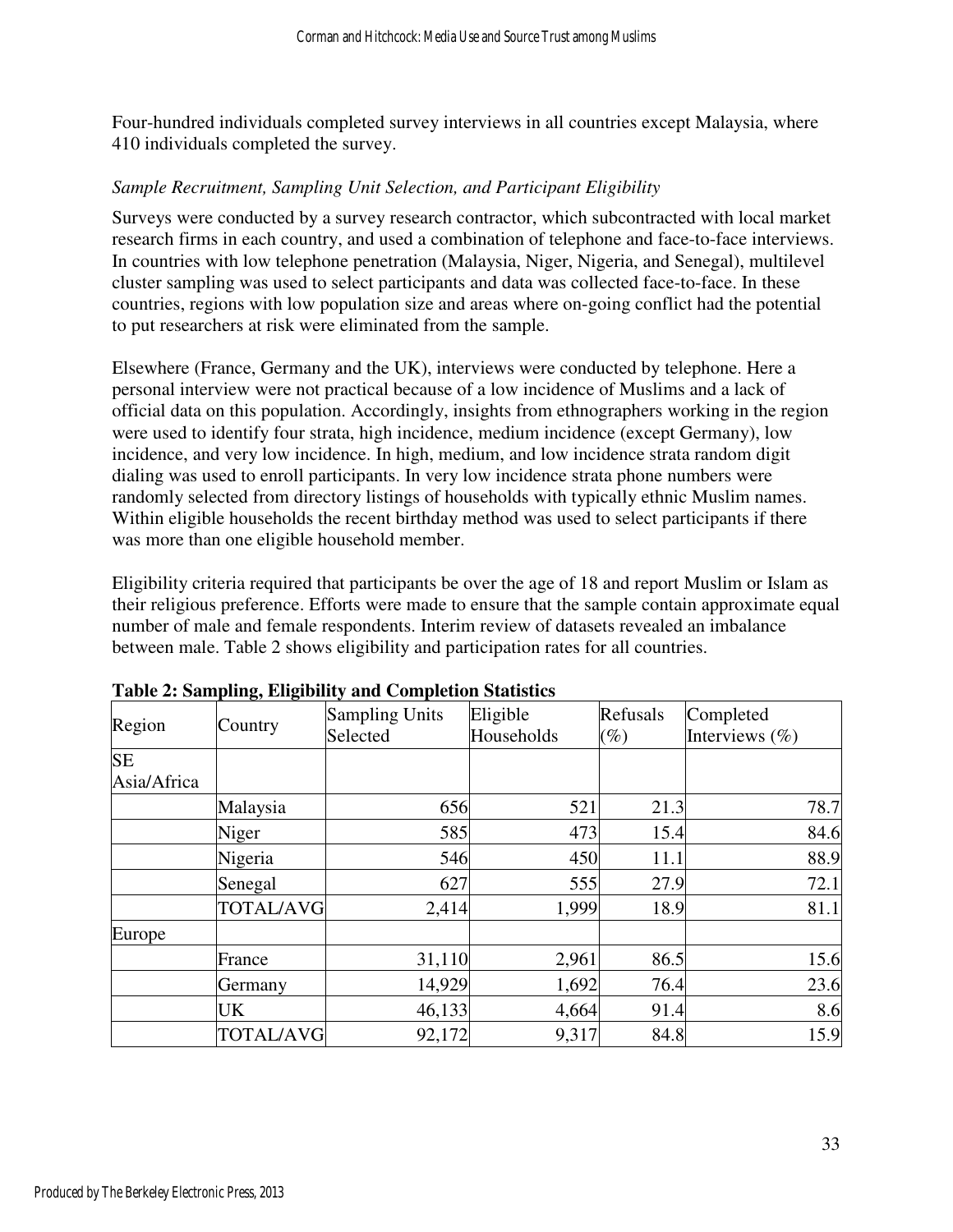Four-hundred individuals completed survey interviews in all countries except Malaysia, where 410 individuals completed the survey.

*Sample Recruitment, Sampling Unit Selection, and Participant Eligibility*

Surveys were conducted by a survey research contractor, which subcontracted with local market research firms in each country, and used a combination of telephone and face-to-face interviews. In countries with low telephone penetration (Malaysia, Niger, Nigeria, and Senegal), multilevel cluster sampling was used to select participants and data was collected face-to-face. In these countries, regions with low population size and areas where on-going conflict had the potential to put researchers at risk were eliminated from the sample.

Elsewhere (France, Germany and the UK), interviews were conducted by telephone. Here a personal interview were not practical because of a low incidence of Muslims and a lack of official data on this population. Accordingly, insights from ethnographers working in the region were used to identify four strata, high incidence, medium incidence (except Germany), low incidence, and very low incidence. In high, medium, and low incidence strata random digit dialing was used to enroll participants. In very low incidence strata phone numbers were randomly selected from directory listings of households with typically ethnic Muslim names. Within eligible households the recent birthday method was used to select participants if there was more than one eligible household member.

Eligibility criteria required that participants be over the age of 18 and report Muslim or Islam as their religious preference. Efforts were made to ensure that the sample contain approximate equal number of male and female respondents. Interim review of datasets revealed an imbalance between male. Table 2 shows eligibility and participation rates for all countries.

**Table 2: Sampling, Eligibility and Completion Statistics**

| Region | Country | Sampling Units Selected | Eligible Households | Refusals (%) | Completed Interviews (%) |
|---|---|---|---|---|---|
| SE Asia/Africa | | | | | |
| | Malaysia | 656 | 521 | 21.3 | 78.7 |
| | Niger | 585 | 473 | 15.4 | 84.6 |
| | Nigeria | 546 | 450 | 11.1 | 88.9 |
| | Senegal | 627 | 555 | 27.9 | 72.1 |
| | TOTAL/AVG | 2,414 | 1,999 | 18.9 | 81.1 |
| Europe | | | | | |
| | France | 31,110 | 2,961 | 86.5 | 15.6 |
| | Germany | 14,929 | 1,692 | 76.4 | 23.6 |
| | UK | 46,133 | 4,664 | 91.4 | 8.6 |
| | TOTAL/AVG | 92,172 | 9,317 | 84.8 | 15.9 |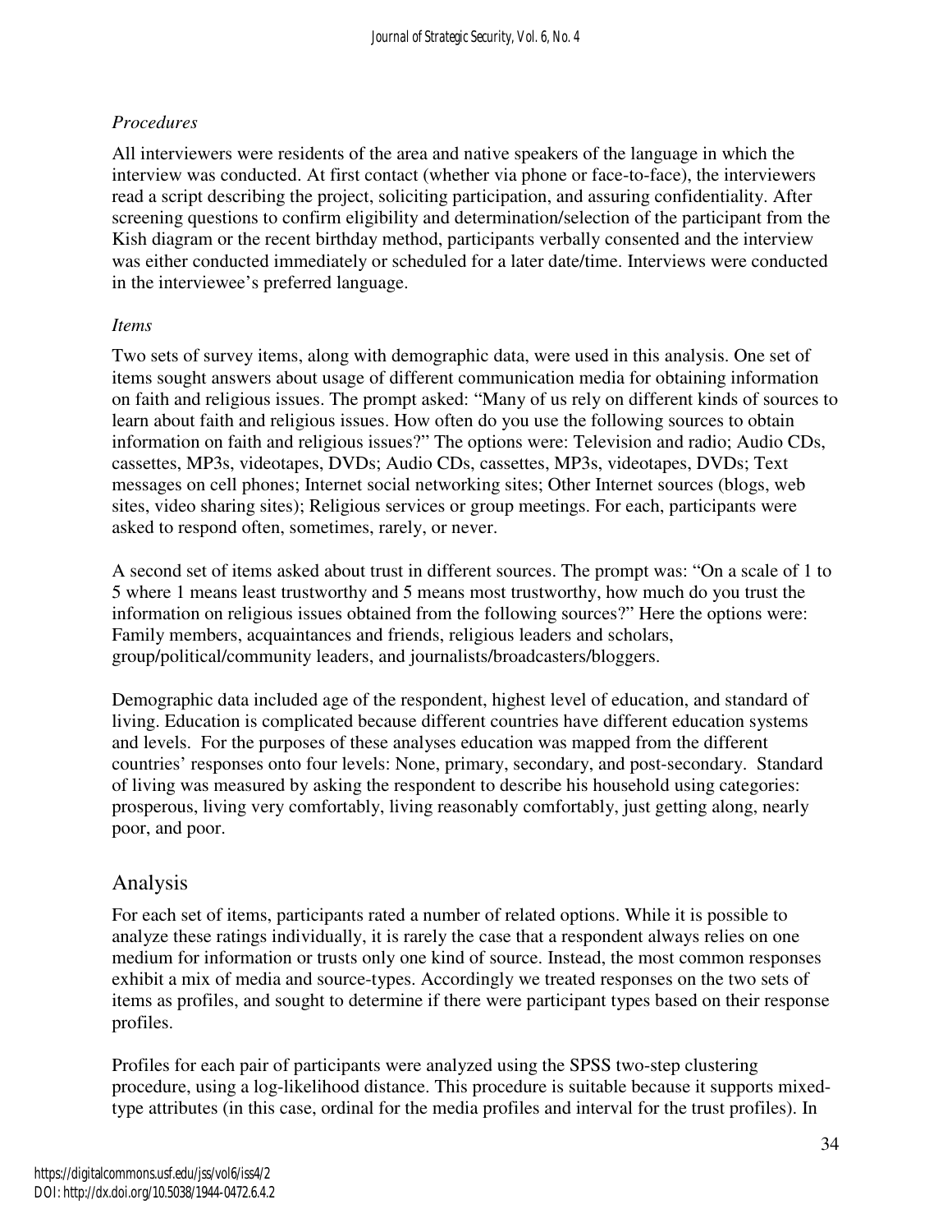### *Procedures*

All interviewers were residents of the area and native speakers of the language in which the interview was conducted. At first contact (whether via phone or face-to-face), the interviewers read a script describing the project, soliciting participation, and assuring confidentiality. After screening questions to confirm eligibility and determination/selection of the participant from the Kish diagram or the recent birthday method, participants verbally consented and the interview was either conducted immediately or scheduled for a later date/time. Interviews were conducted in the interviewee's preferred language.

### *Items*

Two sets of survey items, along with demographic data, were used in this analysis. One set of items sought answers about usage of different communication media for obtaining information on faith and religious issues. The prompt asked: "Many of us rely on different kinds of sources to learn about faith and religious issues. How often do you use the following sources to obtain information on faith and religious issues?" The options were: Television and radio; Audio CDs, cassettes, MP3s, videotapes, DVDs; Audio CDs, cassettes, MP3s, videotapes, DVDs; Text messages on cell phones; Internet social networking sites; Other Internet sources (blogs, web sites, video sharing sites); Religious services or group meetings. For each, participants were asked to respond often, sometimes, rarely, or never.

A second set of items asked about trust in different sources. The prompt was: "On a scale of 1 to 5 where 1 means least trustworthy and 5 means most trustworthy, how much do you trust the information on religious issues obtained from the following sources?" Here the options were: Family members, acquaintances and friends, religious leaders and scholars, group/political/community leaders, and journalists/broadcasters/bloggers.

Demographic data included age of the respondent, highest level of education, and standard of living. Education is complicated because different countries have different education systems and levels. For the purposes of these analyses education was mapped from the different countries' responses onto four levels: None, primary, secondary, and post-secondary. Standard of living was measured by asking the respondent to describe his household using categories: prosperous, living very comfortably, living reasonably comfortably, just getting along, nearly poor, and poor.

## Analysis

For each set of items, participants rated a number of related options. While it is possible to analyze these ratings individually, it is rarely the case that a respondent always relies on one medium for information or trusts only one kind of source. Instead, the most common responses exhibit a mix of media and source-types. Accordingly we treated responses on the two sets of items as profiles, and sought to determine if there were participant types based on their response profiles.

Profiles for each pair of participants were analyzed using the SPSS two-step clustering procedure, using a log-likelihood distance. This procedure is suitable because it supports mixed-type attributes (in this case, ordinal for the media profiles and interval for the trust profiles). In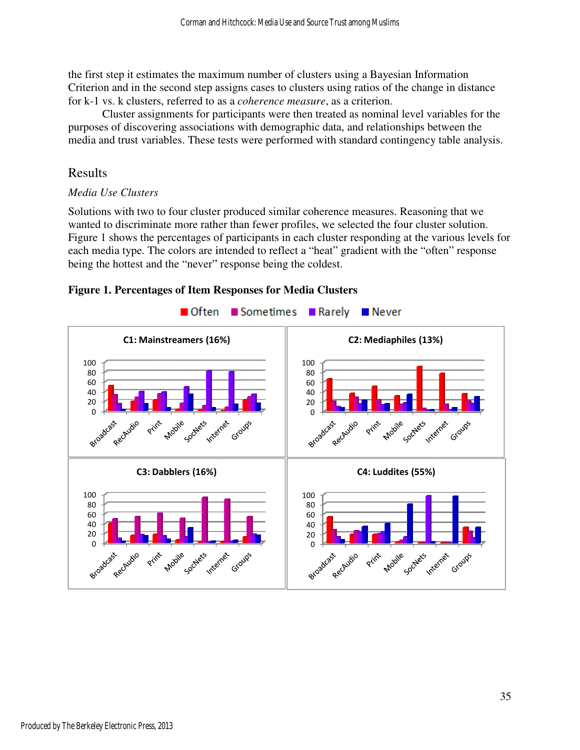the first step it estimates the maximum number of clusters using a Bayesian Information Criterion and in the second step assigns cases to clusters using ratios of the change in distance for k-1 vs. k clusters, referred to as a *coherence measure*, as a criterion.

Cluster assignments for participants were then treated as nominal level variables for the purposes of discovering associations with demographic data, and relationships between the media and trust variables. These tests were performed with standard contingency table analysis.

## Results

### *Media Use Clusters*

Solutions with two to four cluster produced similar coherence measures. Reasoning that we wanted to discriminate more rather than fewer profiles, we selected the four cluster solution. Figure 1 shows the percentages of participants in each cluster responding at the various levels for each media type. The colors are intended to reflect a "heat" gradient with the "often" response being the hottest and the "never" response being the coldest.

**Figure 1. Percentages of Item Responses for Media Clusters**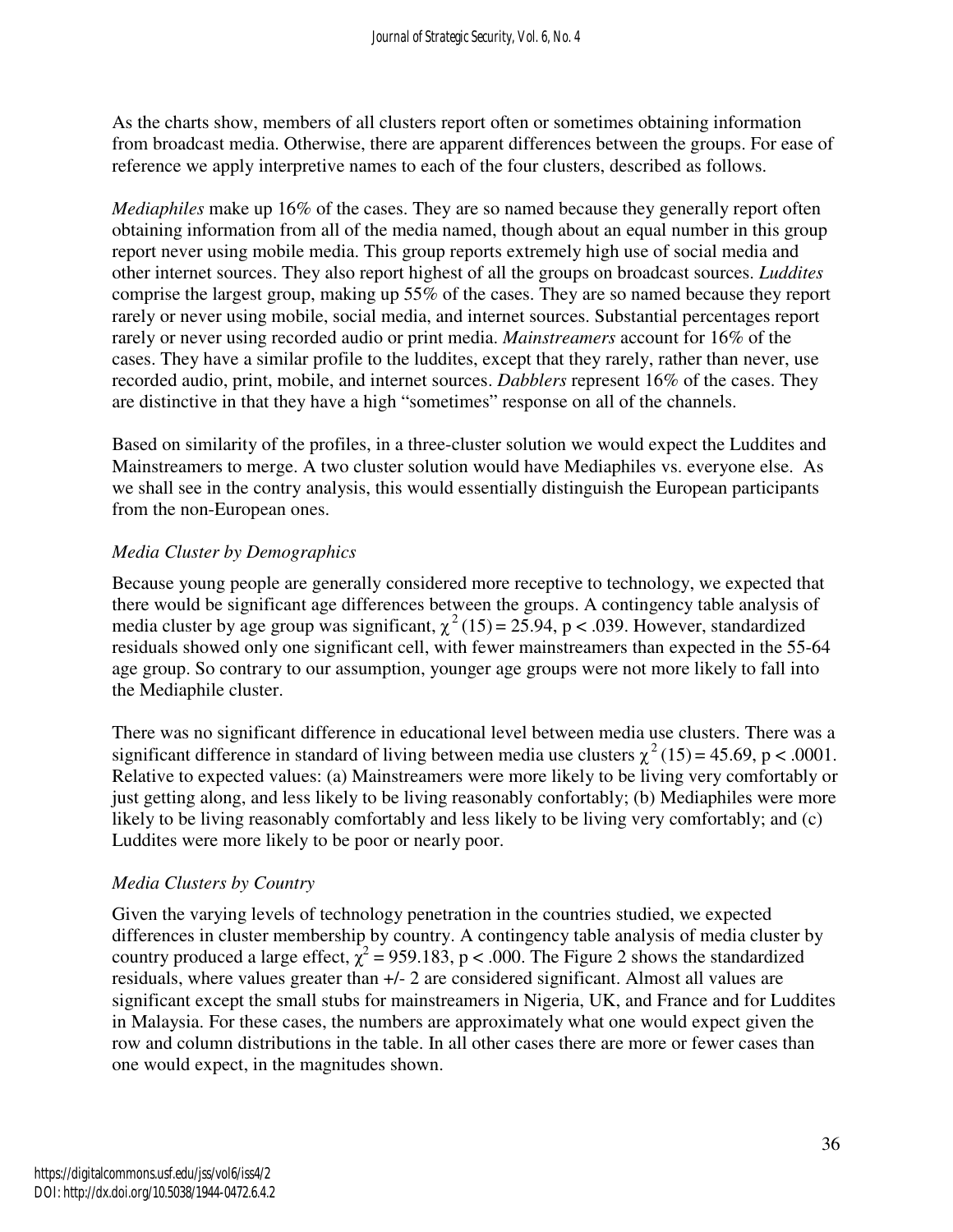As the charts show, members of all clusters report often or sometimes obtaining information from broadcast media. Otherwise, there are apparent differences between the groups. For ease of reference we apply interpretive names to each of the four clusters, described as follows.

*Mediaphiles* make up 16% of the cases. They are so named because they generally report often obtaining information from all of the media named, though about an equal number in this group report never using mobile media. This group reports extremely high use of social media and other internet sources. They also report highest of all the groups on broadcast sources. *Luddites* comprise the largest group, making up 55% of the cases. They are so named because they report rarely or never using mobile, social media, and internet sources. Substantial percentages report rarely or never using recorded audio or print media. *Mainstreamers* account for 16% of the cases. They have a similar profile to the luddites, except that they rarely, rather than never, use recorded audio, print, mobile, and internet sources. *Dabblers* represent 16% of the cases. They are distinctive in that they have a high "sometimes" response on all of the channels.

Based on similarity of the profiles, in a three-cluster solution we would expect the Luddites and Mainstreamers to merge. A two cluster solution would have Mediaphiles vs. everyone else. As we shall see in the contry analysis, this would essentially distinguish the European participants from the non-European ones.

### *Media Cluster by Demographics*

Because young people are generally considered more receptive to technology, we expected that there would be significant age differences between the groups. A contingency table analysis of media cluster by age group was significant, $\chi^2(15) = 25.94$, $p < .039$. However, standardized residuals showed only one significant cell, with fewer mainstreamers than expected in the 55-64 age group. So contrary to our assumption, younger age groups were not more likely to fall into the Mediaphile cluster.

There was no significant difference in educational level between media use clusters. There was a significant difference in standard of living between media use clusters $\chi^2(15) = 45.69$, $p < .0001$. Relative to expected values: (a) Mainstreamers were more likely to be living very comfortably or just getting along, and less likely to be living reasonably confortably; (b) Mediaphiles were more likely to be living reasonably comfortably and less likely to be living very comfortably; and (c) Luddites were more likely to be poor or nearly poor.

### *Media Clusters by Country*

Given the varying levels of technology penetration in the countries studied, we expected differences in cluster membership by country. A contingency table analysis of media cluster by country produced a large effect, $\chi^2 = 959.183$, $p < .000$. The Figure 2 shows the standardized residuals, where values greater than +/- 2 are considered significant. Almost all values are significant except the small stubs for mainstreamers in Nigeria, UK, and France and for Luddites in Malaysia. For these cases, the numbers are approximately what one would expect given the row and column distributions in the table. In all other cases there are more or fewer cases than one would expect, in the magnitudes shown.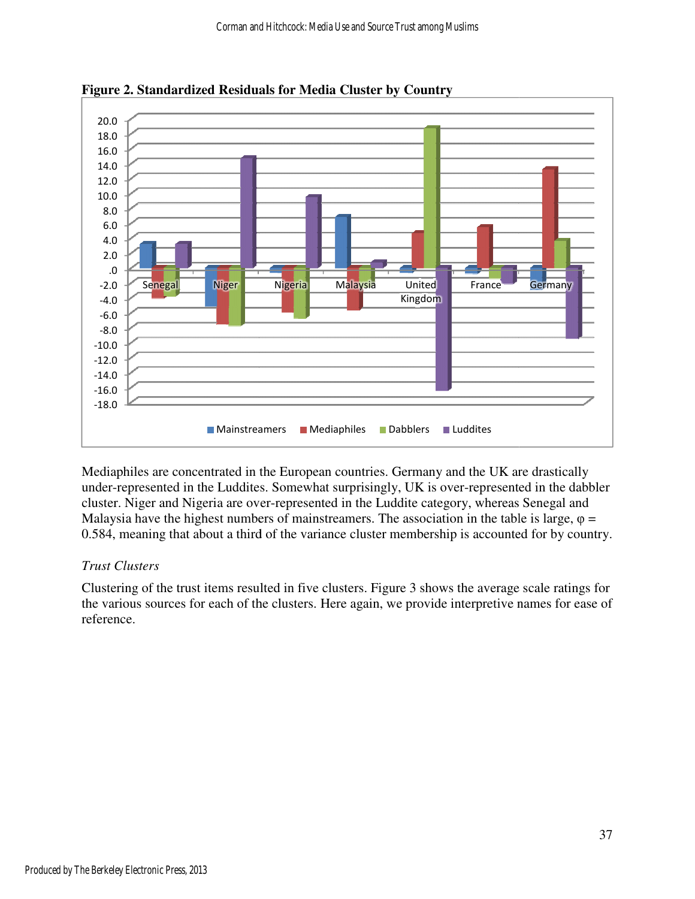**Figure 2. Standardized Residuals for Media Cluster by Country**

Mediaphiles are concentrated in the European countries. Germany and the UK are drastically under-represented in the Luddites. Somewhat surprisingly, UK is over-represented in the dabbler cluster. Niger and Nigeria are over-represented in the Luddite category, whereas Senegal and Malaysia have the highest numbers of mainstreamers. The association in the table is large, $\varphi = 0.584$, meaning that about a third of the variance cluster membership is accounted for by country.

### *Trust Clusters*

Clustering of the trust items resulted in five clusters. Figure 3 shows the average scale ratings for the various sources for each of the clusters. Here again, we provide interpretive names for ease of reference.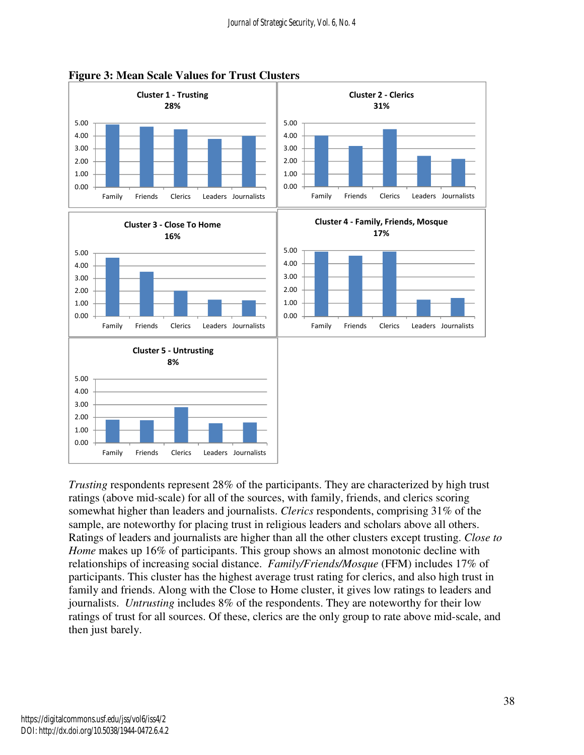**Figure 3: Mean Scale Values for Trust Clusters**

*Trusting* respondents represent 28% of the participants. They are characterized by high trust ratings (above mid-scale) for all of the sources, with family, friends, and clerics scoring somewhat higher than leaders and journalists. *Clerics* respondents, comprising 31% of the sample, are noteworthy for placing trust in religious leaders and scholars above all others. Ratings of leaders and journalists are higher than all the other clusters except trusting. *Close to Home* makes up 16% of participants. This group shows an almost monotonic decline with relationships of increasing social distance. *Family/Friends/Mosque* (FFM) includes 17% of participants. This cluster has the highest average trust rating for clerics, and also high trust in family and friends. Along with the Close to Home cluster, it gives low ratings to leaders and journalists. *Untrusting* includes 8% of the respondents. They are noteworthy for their low ratings of trust for all sources. Of these, clerics are the only group to rate above mid-scale, and then just barely.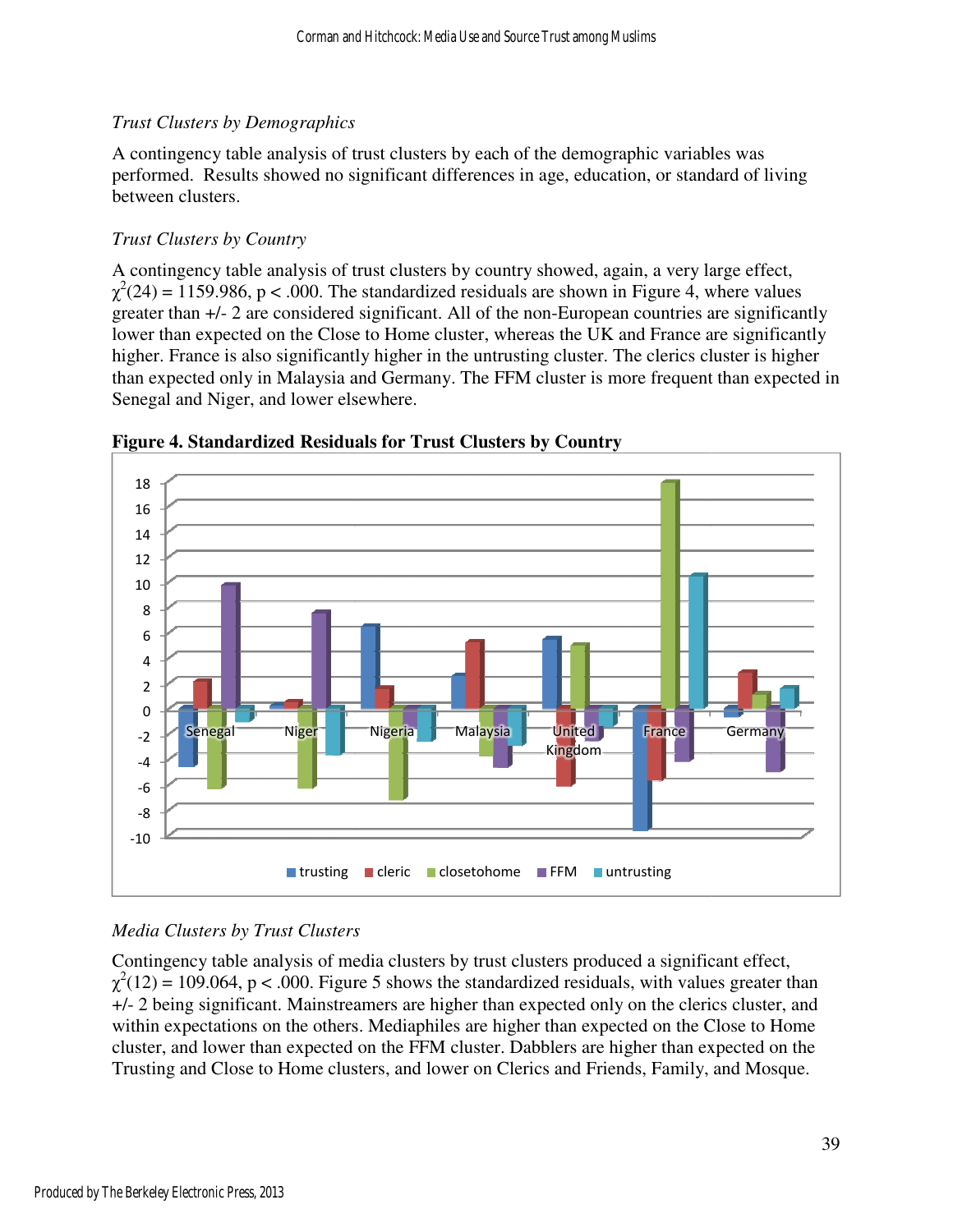*Trust Clusters by Demographics*

A contingency table analysis of trust clusters by each of the demographic variables was performed. Results showed no significant differences in age, education, or standard of living between clusters.

*Trust Clusters by Country*

A contingency table analysis of trust clusters by country showed, again, a very large effect, $\chi^2(24) = 1159.986$, $p < .000$. The standardized residuals are shown in Figure 4, where values greater than +/- 2 are considered significant. All of the non-European countries are significantly lower than expected on the Close to Home cluster, whereas the UK and France are significantly higher. France is also significantly higher in the untrusting cluster. The clerics cluster is higher than expected only in Malaysia and Germany. The FFM cluster is more frequent than expected in Senegal and Niger, and lower elsewhere.

**Figure 4. Standardized Residuals for Trust Clusters by Country**

*Media Clusters by Trust Clusters*

Contingency table analysis of media clusters by trust clusters produced a significant effect, $\chi^2(12) = 109.064$, $p < .000$. Figure 5 shows the standardized residuals, with values greater than +/- 2 being significant. Mainstreamers are higher than expected only on the clerics cluster, and within expectations on the others. Mediaphiles are higher than expected on the Close to Home cluster, and lower than expected on the FFM cluster. Dabblers are higher than expected on the Trusting and Close to Home clusters, and lower on Clerics and Friends, Family, and Mosque.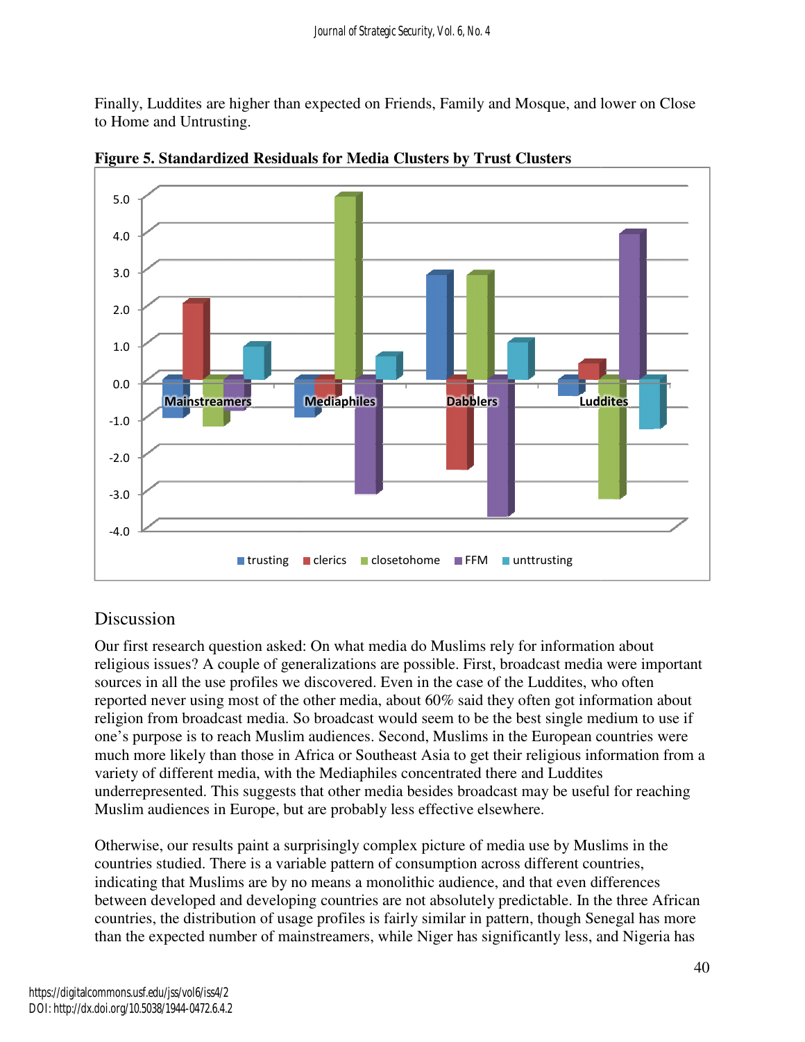Finally, Luddites are higher than expected on Friends, Family and Mosque, and lower on Close to Home and Untrusting.

**Figure 5. Standardized Residuals for Media Clusters by Trust Clusters**

Discussion

Our first research question asked: On what media do Muslims rely for information about religious issues? A couple of generalizations are possible. First, broadcast media were important sources in all the use profiles we discovered. Even in the case of the Luddites, who often reported never using most of the other media, about 60% said they often got information about religion from broadcast media. So broadcast would seem to be the best single medium to use if one's purpose is to reach Muslim audiences. Second, Muslims in the European countries were much more likely than those in Africa or Southeast Asia to get their religious information from a variety of different media, with the Mediaphiles concentrated there and Luddites underrepresented. This suggests that other media besides broadcast may be useful for reaching Muslim audiences in Europe, but are probably less effective elsewhere.

Otherwise, our results paint a surprisingly complex picture of media use by Muslims in the countries studied. There is a variable pattern of consumption across different countries, indicating that Muslims are by no means a monolithic audience, and that even differences between developed and developing countries are not absolutely predictable. In the three African countries, the distribution of usage profiles is fairly similar in pattern, though Senegal has more than the expected number of mainstreamers, while Niger has significantly less, and Nigeria has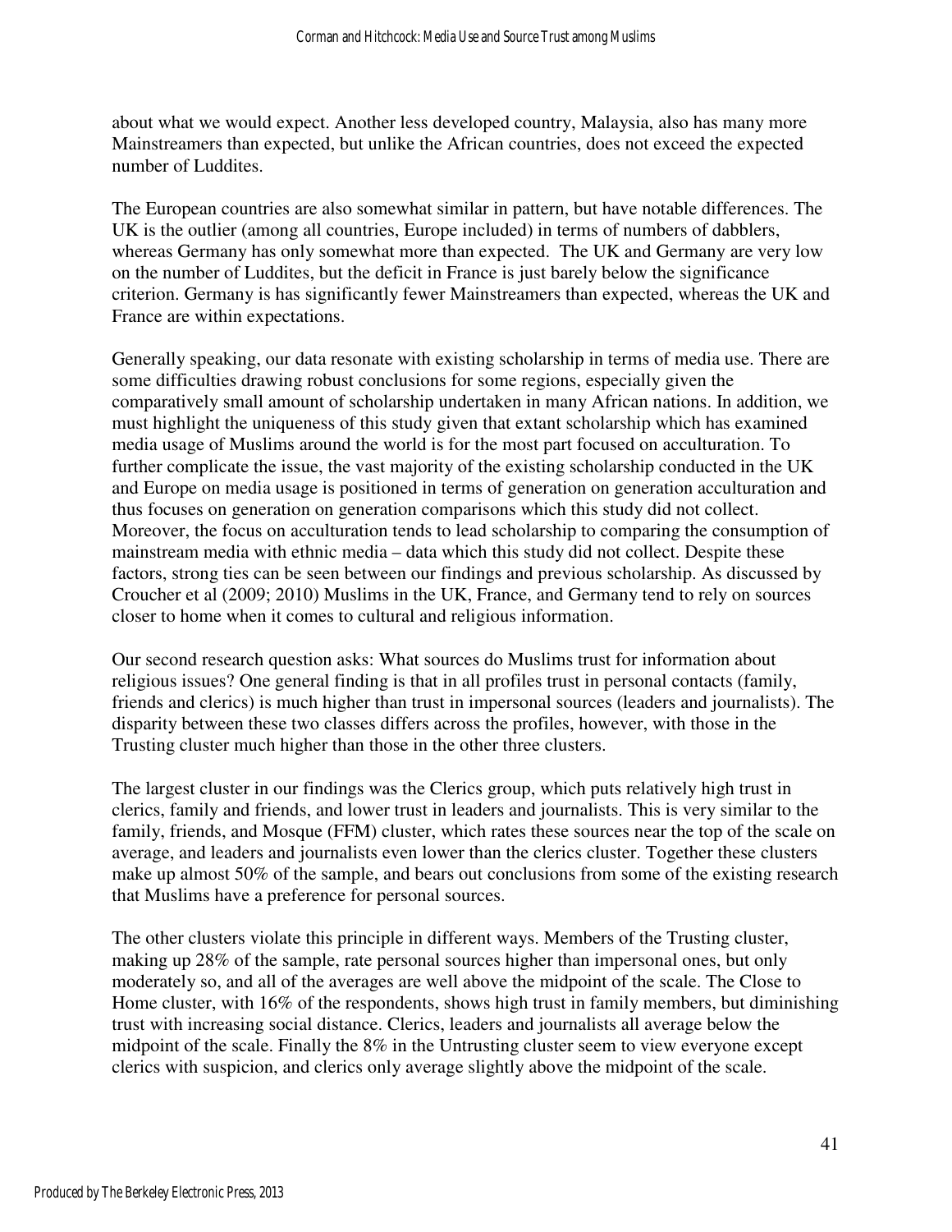about what we would expect. Another less developed country, Malaysia, also has many more Mainstreamers than expected, but unlike the African countries, does not exceed the expected number of Luddites.

The European countries are also somewhat similar in pattern, but have notable differences. The UK is the outlier (among all countries, Europe included) in terms of numbers of dabblers, whereas Germany has only somewhat more than expected. The UK and Germany are very low on the number of Luddites, but the deficit in France is just barely below the significance criterion. Germany is has significantly fewer Mainstreamers than expected, whereas the UK and France are within expectations.

Generally speaking, our data resonate with existing scholarship in terms of media use. There are some difficulties drawing robust conclusions for some regions, especially given the comparatively small amount of scholarship undertaken in many African nations. In addition, we must highlight the uniqueness of this study given that extant scholarship which has examined media usage of Muslims around the world is for the most part focused on acculturation. To further complicate the issue, the vast majority of the existing scholarship conducted in the UK and Europe on media usage is positioned in terms of generation on generation acculturation and thus focuses on generation on generation comparisons which this study did not collect. Moreover, the focus on acculturation tends to lead scholarship to comparing the consumption of mainstream media with ethnic media – data which this study did not collect. Despite these factors, strong ties can be seen between our findings and previous scholarship. As discussed by Croucher et al (2009; 2010) Muslims in the UK, France, and Germany tend to rely on sources closer to home when it comes to cultural and religious information.

Our second research question asks: What sources do Muslims trust for information about religious issues? One general finding is that in all profiles trust in personal contacts (family, friends and clerics) is much higher than trust in impersonal sources (leaders and journalists). The disparity between these two classes differs across the profiles, however, with those in the Trusting cluster much higher than those in the other three clusters.

The largest cluster in our findings was the Clerics group, which puts relatively high trust in clerics, family and friends, and lower trust in leaders and journalists. This is very similar to the family, friends, and Mosque (FFM) cluster, which rates these sources near the top of the scale on average, and leaders and journalists even lower than the clerics cluster. Together these clusters make up almost 50% of the sample, and bears out conclusions from some of the existing research that Muslims have a preference for personal sources.

The other clusters violate this principle in different ways. Members of the Trusting cluster, making up 28% of the sample, rate personal sources higher than impersonal ones, but only moderately so, and all of the averages are well above the midpoint of the scale. The Close to Home cluster, with 16% of the respondents, shows high trust in family members, but diminishing trust with increasing social distance. Clerics, leaders and journalists all average below the midpoint of the scale. Finally the 8% in the Untrusting cluster seem to view everyone except clerics with suspicion, and clerics only average slightly above the midpoint of the scale.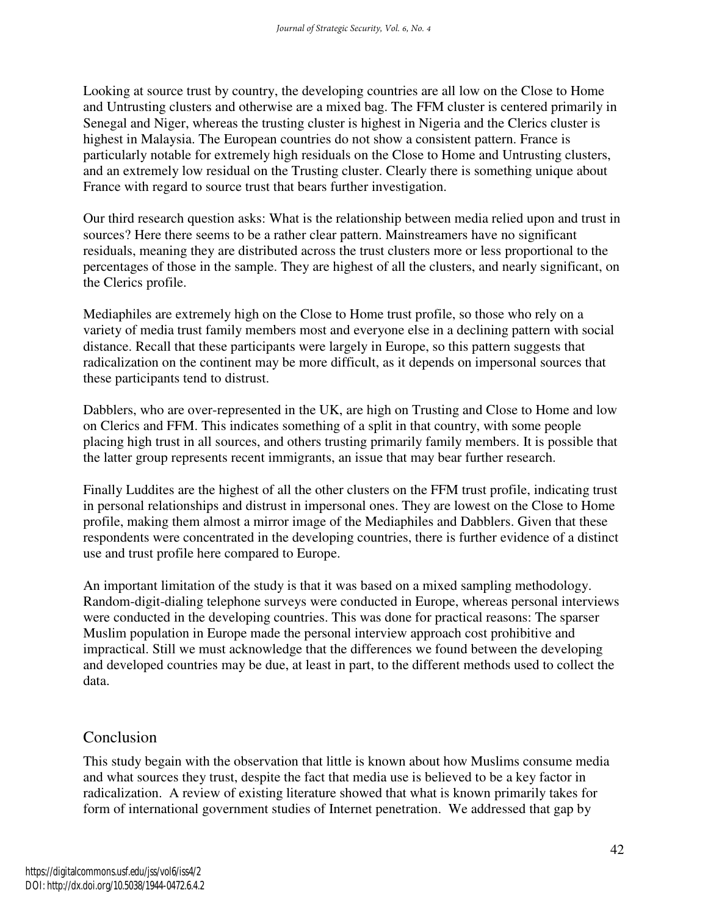Looking at source trust by country, the developing countries are all low on the Close to Home and Untrusting clusters and otherwise are a mixed bag. The FFM cluster is centered primarily in Senegal and Niger, whereas the trusting cluster is highest in Nigeria and the Clerics cluster is highest in Malaysia. The European countries do not show a consistent pattern. France is particularly notable for extremely high residuals on the Close to Home and Untrusting clusters, and an extremely low residual on the Trusting cluster. Clearly there is something unique about France with regard to source trust that bears further investigation.

Our third research question asks: What is the relationship between media relied upon and trust in sources? Here there seems to be a rather clear pattern. Mainstreamers have no significant residuals, meaning they are distributed across the trust clusters more or less proportional to the percentages of those in the sample. They are highest of all the clusters, and nearly significant, on the Clerics profile.

Mediaphiles are extremely high on the Close to Home trust profile, so those who rely on a variety of media trust family members most and everyone else in a declining pattern with social distance. Recall that these participants were largely in Europe, so this pattern suggests that radicalization on the continent may be more difficult, as it depends on impersonal sources that these participants tend to distrust.

Dabblers, who are over-represented in the UK, are high on Trusting and Close to Home and low on Clerics and FFM. This indicates something of a split in that country, with some people placing high trust in all sources, and others trusting primarily family members. It is possible that the latter group represents recent immigrants, an issue that may bear further research.

Finally Luddites are the highest of all the other clusters on the FFM trust profile, indicating trust in personal relationships and distrust in impersonal ones. They are lowest on the Close to Home profile, making them almost a mirror image of the Mediaphiles and Dabblers. Given that these respondents were concentrated in the developing countries, there is further evidence of a distinct use and trust profile here compared to Europe.

An important limitation of the study is that it was based on a mixed sampling methodology. Random-digit-dialing telephone surveys were conducted in Europe, whereas personal interviews were conducted in the developing countries. This was done for practical reasons: The sparser Muslim population in Europe made the personal interview approach cost prohibitive and impractical. Still we must acknowledge that the differences we found between the developing and developed countries may be due, at least in part, to the different methods used to collect the data.

## Conclusion

This study begain with the observation that little is known about how Muslims consume media and what sources they trust, despite the fact that media use is believed to be a key factor in radicalization. A review of existing literature showed that what is known primarily takes for form of international government studies of Internet penetration. We addressed that gap by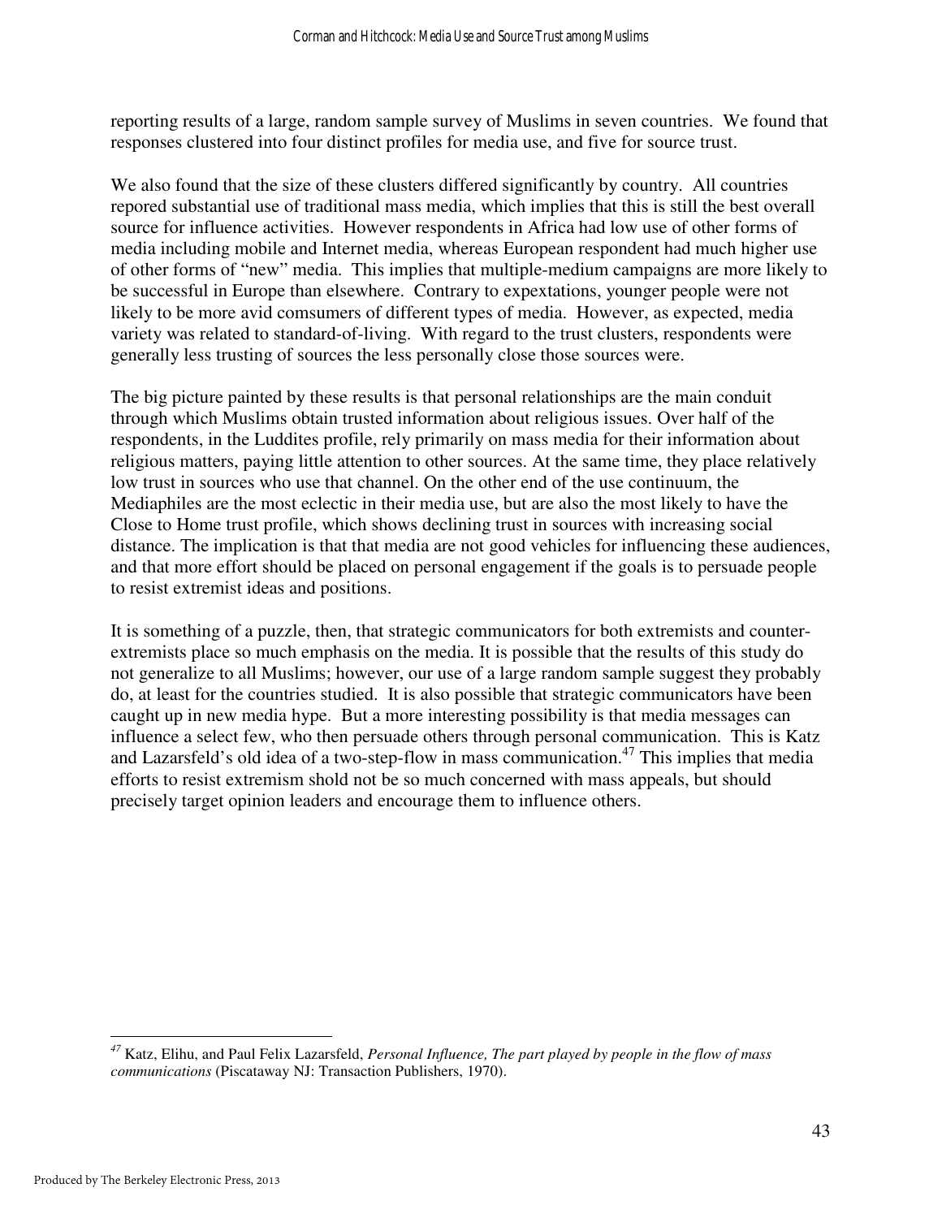reporting results of a large, random sample survey of Muslims in seven countries. We found that responses clustered into four distinct profiles for media use, and five for source trust.

We also found that the size of these clusters differed significantly by country. All countries repored substantial use of traditional mass media, which implies that this is still the best overall source for influence activities. However respondents in Africa had low use of other forms of media including mobile and Internet media, whereas European respondent had much higher use of other forms of "new" media. This implies that multiple-medium campaigns are more likely to be successful in Europe than elsewhere. Contrary to expextations, younger people were not likely to be more avid comsumers of different types of media. However, as expected, media variety was related to standard-of-living. With regard to the trust clusters, respondents were generally less trusting of sources the less personally close those sources were.

The big picture painted by these results is that personal relationships are the main conduit through which Muslims obtain trusted information about religious issues. Over half of the respondents, in the Luddites profile, rely primarily on mass media for their information about religious matters, paying little attention to other sources. At the same time, they place relatively low trust in sources who use that channel. On the other end of the use continuum, the Mediaphiles are the most eclectic in their media use, but are also the most likely to have the Close to Home trust profile, which shows declining trust in sources with increasing social distance. The implication is that that media are not good vehicles for influencing these audiences, and that more effort should be placed on personal engagement if the goals is to persuade people to resist extremist ideas and positions.

It is something of a puzzle, then, that strategic communicators for both extremists and counter-extremists place so much emphasis on the media. It is possible that the results of this study do not generalize to all Muslims; however, our use of a large random sample suggest they probably do, at least for the countries studied. It is also possible that strategic communicators have been caught up in new media hype. But a more interesting possibility is that media messages can influence a select few, who then persuade others through personal communication. This is Katz and Lazarsfeld's old idea of a two-step-flow in mass communication.[47] This implies that media efforts to resist extremism shold not be so much concerned with mass appeals, but should precisely target opinion leaders and encourage them to influence others.

---

[47] Katz, Elihu, and Paul Felix Lazarsfeld, *Personal Influence, The part played by people in the flow of mass communications* (Piscataway NJ: Transaction Publishers, 1970).